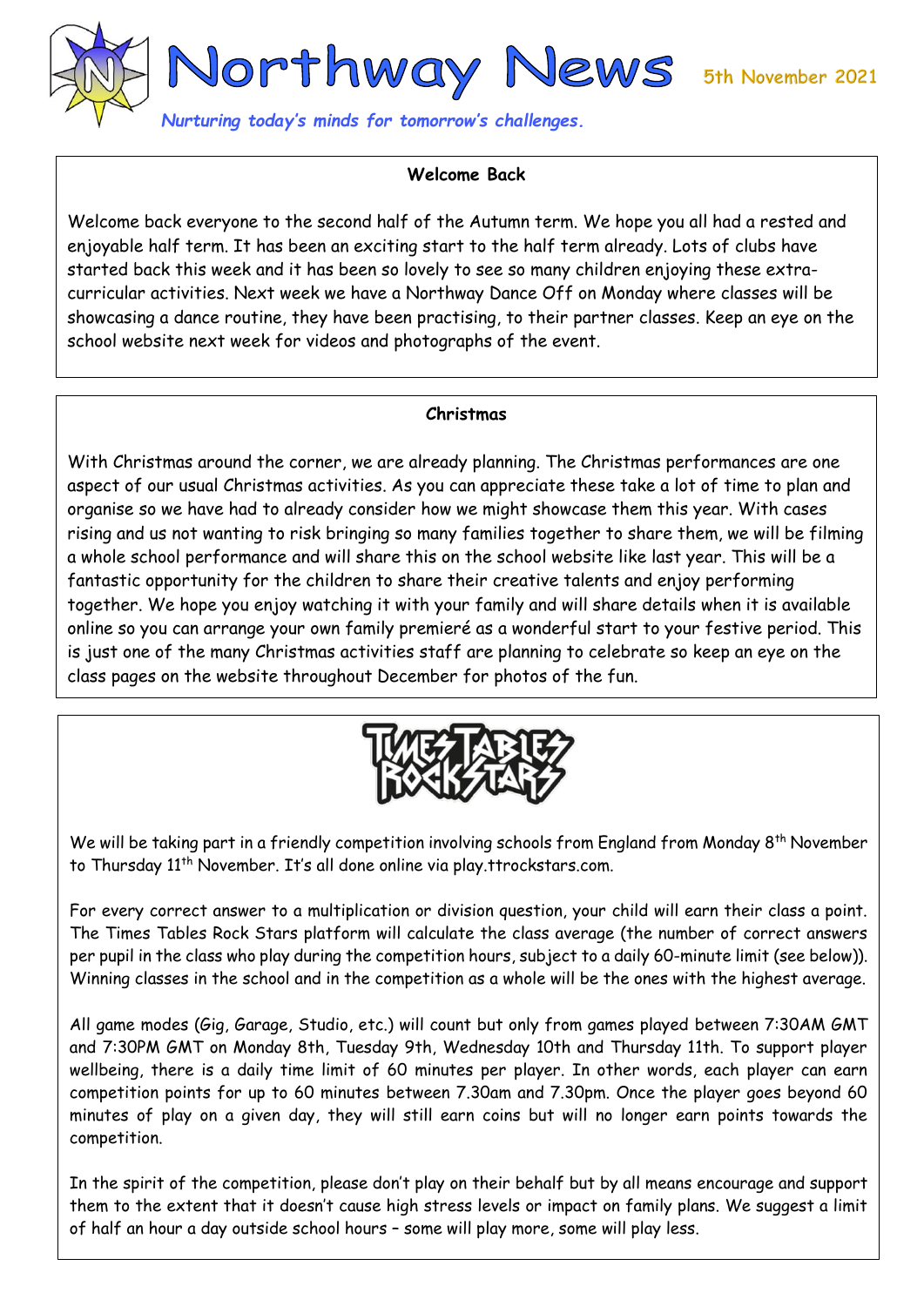# Northway News

5th November 2021

*Nurturing today's minds for tomorrow's challenges.*

## Welcome Back

Welcome back everyone to the second half of the Autumn term. We hope you all had a rested and enjoyable half term. It has been an exciting start to the half term already. Lots of clubs have started back this week and it has been so lovely to see so many children enjoying these extra-curricular activities. Next week we have a Northway Dance Off on Monday where classes will be showcasing a dance routine, they have been practising, to their partner classes. Keep an eye on the school website next week for videos and photographs of the event.

## Christmas

With Christmas around the corner, we are already planning. The Christmas performances are one aspect of our usual Christmas activities. As you can appreciate these take a lot of time to plan and organise so we have had to already consider how we might showcase them this year. With cases rising and us not wanting to risk bringing so many families together to share them, we will be filming a whole school performance and will share this on the school website like last year. This will be a fantastic opportunity for the children to share their creative talents and enjoy performing together. We hope you enjoy watching it with your family and will share details when it is available online so you can arrange your own family premieré as a wonderful start to your festive period. This is just one of the many Christmas activities staff are planning to celebrate so keep an eye on the class pages on the website throughout December for photos of the fun.

## Times Tables Rock Stars

We will be taking part in a friendly competition involving schools from England from Monday 8th November to Thursday 11th November. It's all done online via play.ttrockstars.com.

For every correct answer to a multiplication or division question, your child will earn their class a point. The Times Tables Rock Stars platform will calculate the class average (the number of correct answers per pupil in the class who play during the competition hours, subject to a daily 60-minute limit (see below)). Winning classes in the school and in the competition as a whole will be the ones with the highest average.

All game modes (Gig, Garage, Studio, etc.) will count but only from games played between 7:30AM GMT and 7:30PM GMT on Monday 8th, Tuesday 9th, Wednesday 10th and Thursday 11th. To support player wellbeing, there is a daily time limit of 60 minutes per player. In other words, each player can earn competition points for up to 60 minutes between 7.30am and 7.30pm. Once the player goes beyond 60 minutes of play on a given day, they will still earn coins but will no longer earn points towards the competition.

In the spirit of the competition, please don't play on their behalf but by all means encourage and support them to the extent that it doesn't cause high stress levels or impact on family plans. We suggest a limit of half an hour a day outside school hours – some will play more, some will play less.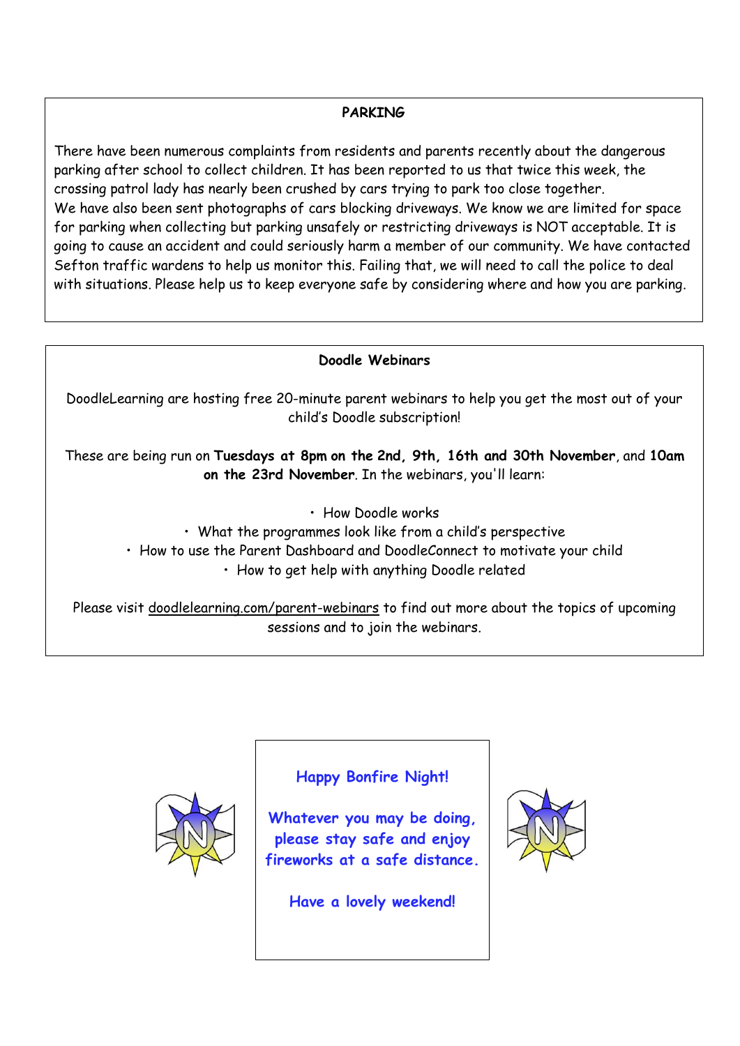## PARKING

There have been numerous complaints from residents and parents recently about the dangerous parking after school to collect children. It has been reported to us that twice this week, the crossing patrol lady has nearly been crushed by cars trying to park too close together.
We have also been sent photographs of cars blocking driveways. We know we are limited for space for parking when collecting but parking unsafely or restricting driveways is NOT acceptable. It is going to cause an accident and could seriously harm a member of our community. We have contacted Sefton traffic wardens to help us monitor this. Failing that, we will need to call the police to deal with situations. Please help us to keep everyone safe by considering where and how you are parking.

## Doodle Webinars

DoodleLearning are hosting free 20-minute parent webinars to help you get the most out of your child's Doodle subscription!

These are being run on **Tuesdays at 8pm on the 2nd, 9th, 16th and 30th November**, and **10am on the 23rd November**. In the webinars, you'll learn:

- How Doodle works
- What the programmes look like from a child's perspective
- How to use the Parent Dashboard and DoodleConnect to motivate your child
- How to get help with anything Doodle related

Please visit doodlelearning.com/parent-webinars to find out more about the topics of upcoming sessions and to join the webinars.

**Happy Bonfire Night!**

**Whatever you may be doing, please stay safe and enjoy fireworks at a safe distance.**

**Have a lovely weekend!**